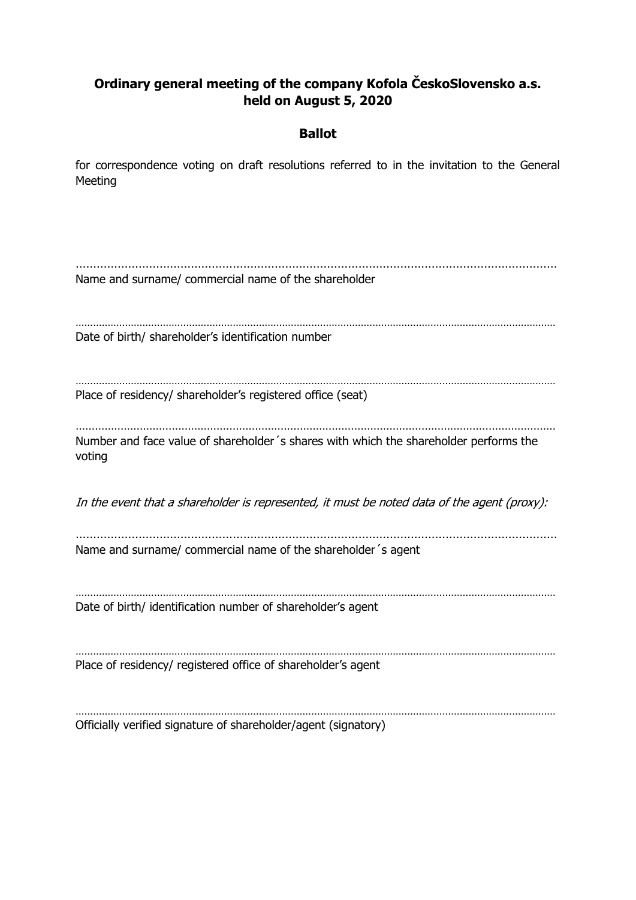**Ordinary general meeting of the company Kofola ČeskoSlovensko a.s. held on August 5, 2020**

**Ballot**

for correspondence voting on draft resolutions referred to in the invitation to the General Meeting

..............................................................................................................................

Name and surname/ commercial name of the shareholder

..............................................................................................................................

Date of birth/ shareholder's identification number

..............................................................................................................................

Place of residency/ shareholder's registered office (seat)

..............................................................................................................................

Number and face value of shareholder´s shares with which the shareholder performs the voting

*In the event that a shareholder is represented, it must be noted data of the agent (proxy):*

..............................................................................................................................

Name and surname/ commercial name of the shareholder´s agent

..............................................................................................................................

Date of birth/ identification number of shareholder's agent

..............................................................................................................................

Place of residency/ registered office of shareholder's agent

..............................................................................................................................

Officially verified signature of shareholder/agent (signatory)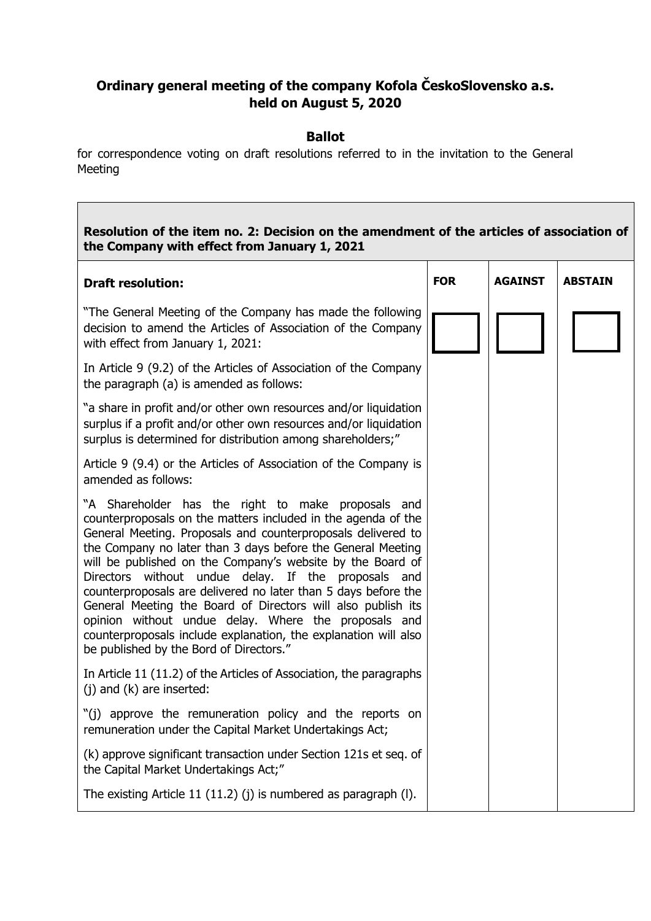## Ordinary general meeting of the company Kofola ČeskoSlovensko a.s. held on August 5, 2020

### Ballot

for correspondence voting on draft resolutions referred to in the invitation to the General Meeting

| **Resolution of the item no. 2: Decision on the amendment of the articles of association of the Company with effect from January 1, 2021** | | | |
|---|---|---|---|
| **Draft resolution:** | **FOR** | **AGAINST** | **ABSTAIN** |
| "The General Meeting of the Company has made the following decision to amend the Articles of Association of the Company with effect from January 1, 2021:<br><br>In Article 9 (9.2) of the Articles of Association of the Company the paragraph (a) is amended as follows:<br><br>"a share in profit and/or other own resources and/or liquidation surplus if a profit and/or other own resources and/or liquidation surplus is determined for distribution among shareholders;"<br><br>Article 9 (9.4) or the Articles of Association of the Company is amended as follows:<br><br>"A Shareholder has the right to make proposals and counterproposals on the matters included in the agenda of the General Meeting. Proposals and counterproposals delivered to the Company no later than 3 days before the General Meeting will be published on the Company's website by the Board of Directors without undue delay. If the proposals and counterproposals are delivered no later than 5 days before the General Meeting the Board of Directors will also publish its opinion without undue delay. Where the proposals and counterproposals include explanation, the explanation will also be published by the Bord of Directors."<br><br>In Article 11 (11.2) of the Articles of Association, the paragraphs (j) and (k) are inserted:<br><br>"(j) approve the remuneration policy and the reports on remuneration under the Capital Market Undertakings Act;<br><br>(k) approve significant transaction under Section 121s et seq. of the Capital Market Undertakings Act;"<br><br>The existing Article 11 (11.2) (j) is numbered as paragraph (l). | ☐ | ☐ | ☐ |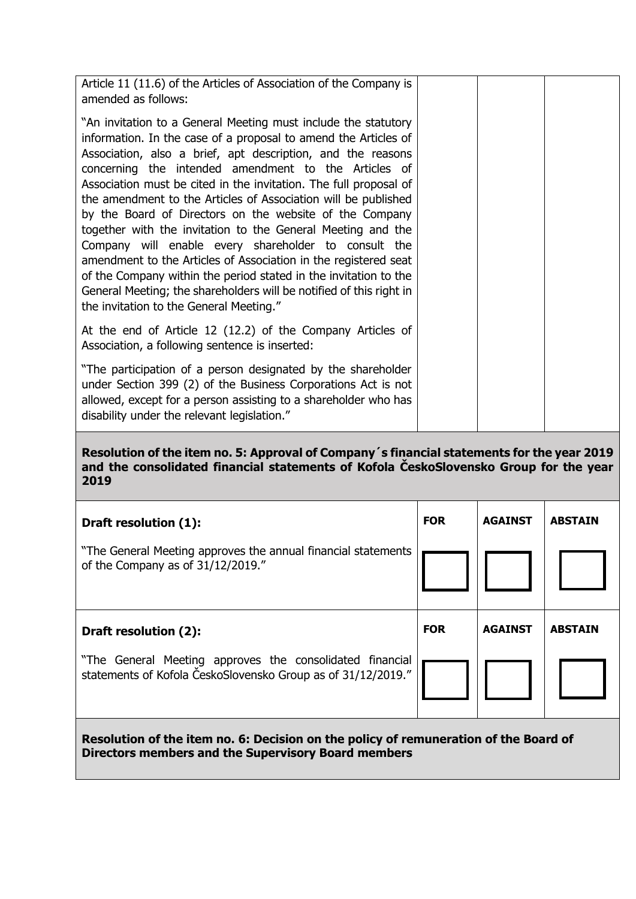| | | | |
|---|---|---|---|
| Article 11 (11.6) of the Articles of Association of the Company is amended as follows:<br><br>"An invitation to a General Meeting must include the statutory information. In the case of a proposal to amend the Articles of Association, also a brief, apt description, and the reasons concerning the intended amendment to the Articles of Association must be cited in the invitation. The full proposal of the amendment to the Articles of Association will be published by the Board of Directors on the website of the Company together with the invitation to the General Meeting and the Company will enable every shareholder to consult the amendment to the Articles of Association in the registered seat of the Company within the period stated in the invitation to the General Meeting; the shareholders will be notified of this right in the invitation to the General Meeting."<br><br>At the end of Article 12 (12.2) of the Company Articles of Association, a following sentence is inserted:<br><br>"The participation of a person designated by the shareholder under Section 399 (2) of the Business Corporations Act is not allowed, except for a person assisting to a shareholder who has disability under the relevant legislation." | | | |

**Resolution of the item no. 5: Approval of Company´s financial statements for the year 2019 and the consolidated financial statements of Kofola ČeskoSlovensko Group for the year 2019**

| **Draft resolution (1):** | **FOR** | **AGAINST** | **ABSTAIN** |
|---|---|---|---|
| "The General Meeting approves the annual financial statements of the Company as of 31/12/2019." | ☐ | ☐ | ☐ |

| **Draft resolution (2):** | **FOR** | **AGAINST** | **ABSTAIN** |
|---|---|---|---|
| "The General Meeting approves the consolidated financial statements of Kofola ČeskoSlovensko Group as of 31/12/2019." | ☐ | ☐ | ☐ |

**Resolution of the item no. 6: Decision on the policy of remuneration of the Board of Directors members and the Supervisory Board members**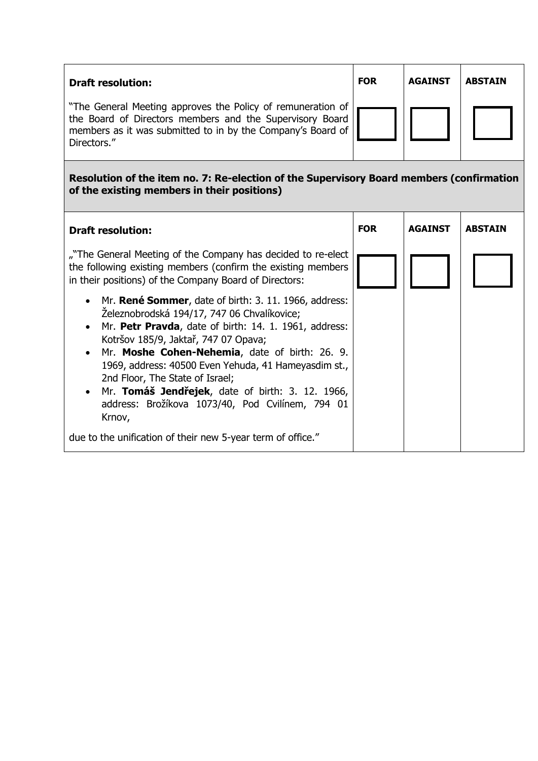| Draft resolution: | FOR | AGAINST | ABSTAIN |
|---|---|---|---|
| "The General Meeting approves the Policy of remuneration of the Board of Directors members and the Supervisory Board members as it was submitted to in by the Company's Board of Directors." | ☐ | ☐ | ☐ |

**Resolution of the item no. 7: Re-election of the Supervisory Board members (confirmation of the existing members in their positions)**

| Draft resolution: | FOR | AGAINST | ABSTAIN |
|---|---|---|---|
| „"The General Meeting of the Company has decided to re-elect the following existing members (confirm the existing members in their positions) of the Company Board of Directors:<br>• Mr. **René Sommer**, date of birth: 3. 11. 1966, address: Železnobrodská 194/17, 747 06 Chvalíkovice;<br>• Mr. **Petr Pravda**, date of birth: 14. 1. 1961, address: Kotršov 185/9, Jaktař, 747 07 Opava;<br>• Mr. **Moshe Cohen-Nehemia**, date of birth: 26. 9. 1969, address: 40500 Even Yehuda, 41 Hameyasdim st., 2nd Floor, The State of Israel;<br>• Mr. **Tomáš Jendřejek**, date of birth: 3. 12. 1966, address: Brožíkova 1073/40, Pod Cvilínem, 794 01 Krnov,<br>due to the unification of their new 5-year term of office." | ☐ | ☐ | ☐ |